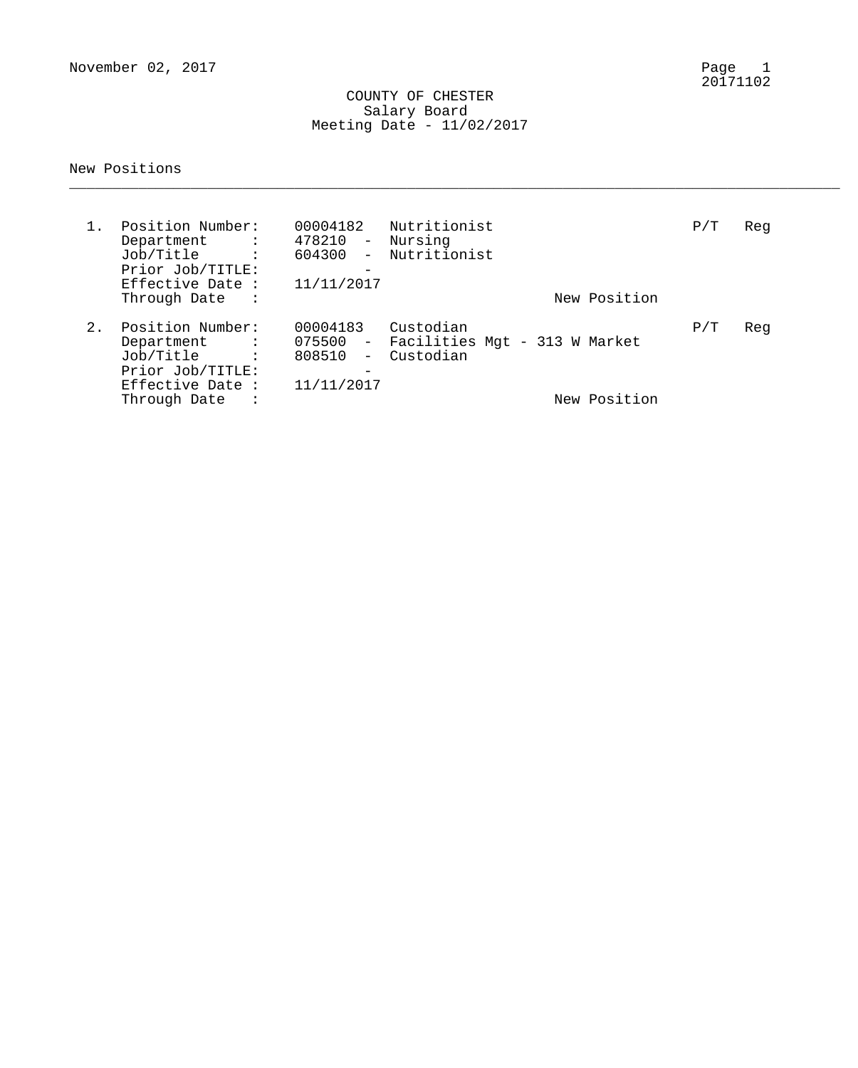November 02, 2017

# COUNTY OF CHESTER
## Salary Board
### Meeting Date - 11/02/2017

New Positions

---

1. Position Number: 00004182 Nutritionist — P/T Reg
   - Department : 478210 - Nursing
   - Job/Title : 604300 - Nutritionist
   - Prior Job/TITLE: -
   - Effective Date : 11/11/2017
   - Through Date :
   - New Position

2. Position Number: 00004183 Custodian — P/T Reg
   - Department : 075500 - Facilities Mgt - 313 W Market
   - Job/Title : 808510 - Custodian
   - Prior Job/TITLE: -
   - Effective Date : 11/11/2017
   - Through Date :
   - New Position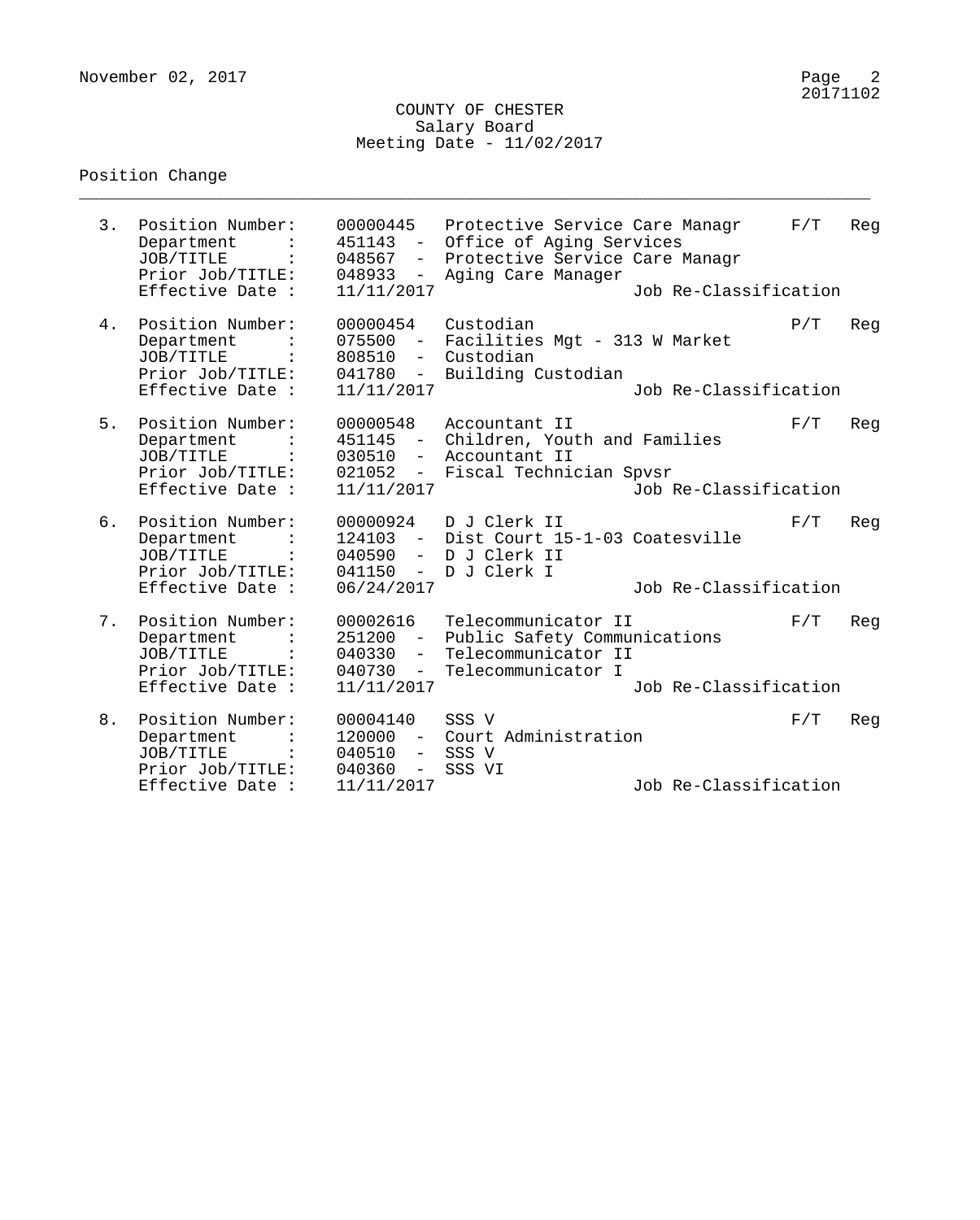COUNTY OF CHESTER
Salary Board
Meeting Date - 11/02/2017

Position Change

---

3. Position Number: 00000445 Protective Service Care Managr F/T Reg
   Department : 451143 - Office of Aging Services
   JOB/TITLE : 048567 - Protective Service Care Managr
   Prior Job/TITLE: 048933 - Aging Care Manager
   Effective Date : 11/11/2017 Job Re-Classification

4. Position Number: 00000454 Custodian P/T Reg
   Department : 075500 - Facilities Mgt - 313 W Market
   JOB/TITLE : 808510 - Custodian
   Prior Job/TITLE: 041780 - Building Custodian
   Effective Date : 11/11/2017 Job Re-Classification

5. Position Number: 00000548 Accountant II F/T Reg
   Department : 451145 - Children, Youth and Families
   JOB/TITLE : 030510 - Accountant II
   Prior Job/TITLE: 021052 - Fiscal Technician Spvsr
   Effective Date : 11/11/2017 Job Re-Classification

6. Position Number: 00000924 D J Clerk II F/T Reg
   Department : 124103 - Dist Court 15-1-03 Coatesville
   JOB/TITLE : 040590 - D J Clerk II
   Prior Job/TITLE: 041150 - D J Clerk I
   Effective Date : 06/24/2017 Job Re-Classification

7. Position Number: 00002616 Telecommunicator II F/T Reg
   Department : 251200 - Public Safety Communications
   JOB/TITLE : 040330 - Telecommunicator II
   Prior Job/TITLE: 040730 - Telecommunicator I
   Effective Date : 11/11/2017 Job Re-Classification

8. Position Number: 00004140 SSS V F/T Reg
   Department : 120000 - Court Administration
   JOB/TITLE : 040510 - SSS V
   Prior Job/TITLE: 040360 - SSS VI
   Effective Date : 11/11/2017 Job Re-Classification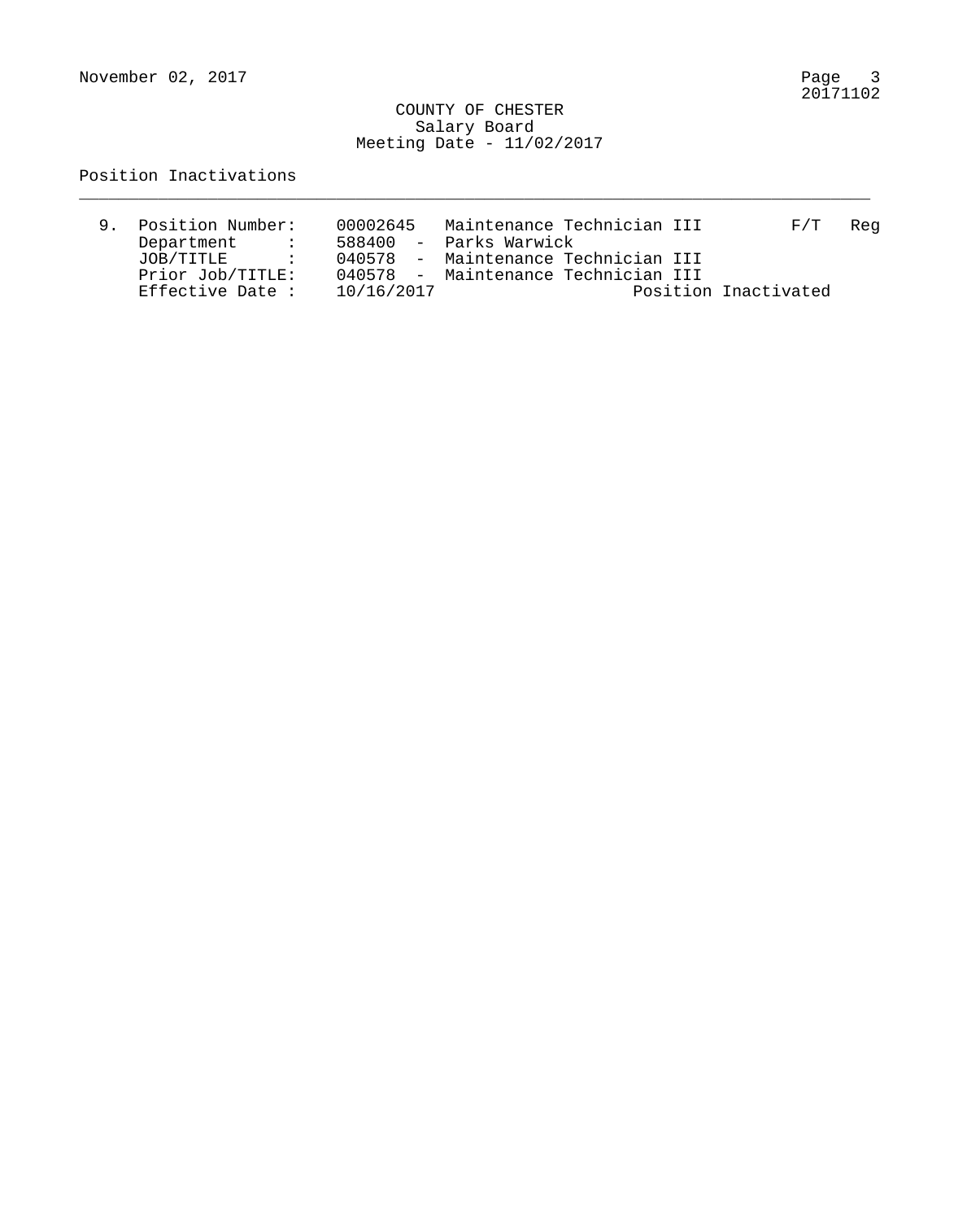COUNTY OF CHESTER
Salary Board
Meeting Date - 11/02/2017

Position Inactivations

---

9. Position Number: 00002645 Maintenance Technician III F/T Reg
   Department : 588400 - Parks Warwick
   JOB/TITLE : 040578 - Maintenance Technician III
   Prior Job/TITLE: 040578 - Maintenance Technician III
   Effective Date : 10/16/2017 Position Inactivated